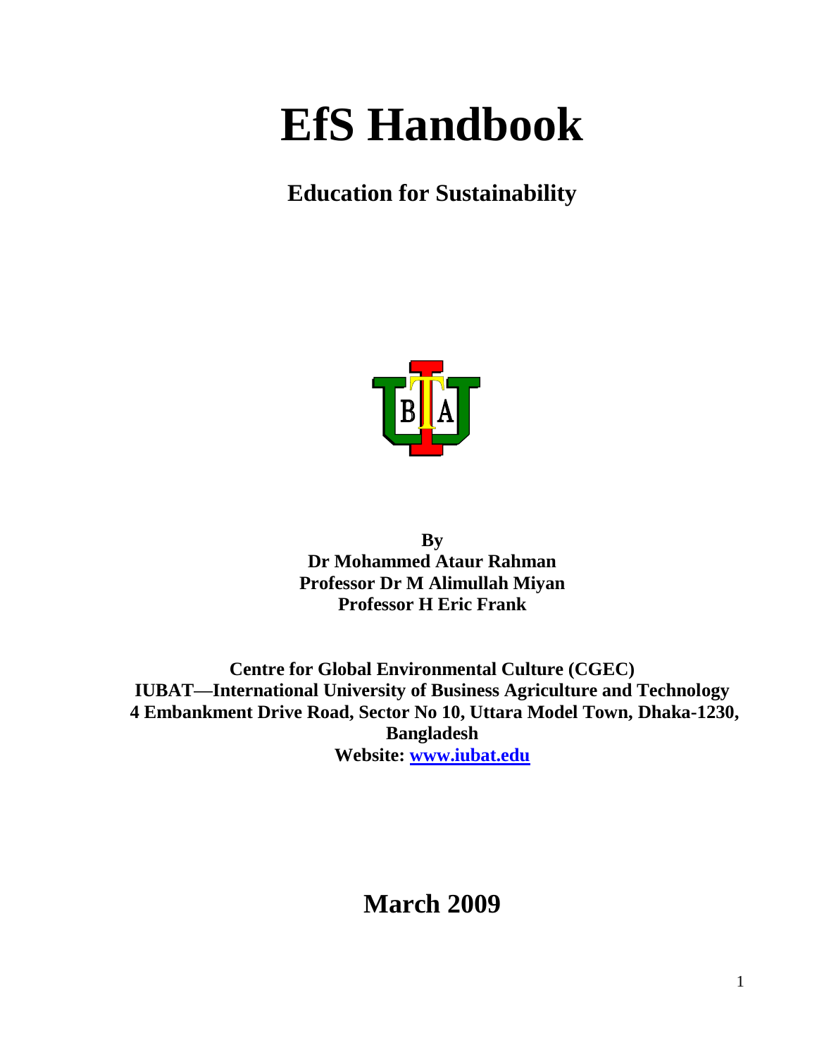# EfS Handbook

## Education for Sustainability

**By**
**Dr Mohammed Ataur Rahman**
**Professor Dr M Alimullah Miyan**
**Professor H Eric Frank**

**Centre for Global Environmental Culture (CGEC)**
**IUBAT—International University of Business Agriculture and Technology**
**4 Embankment Drive Road, Sector No 10, Uttara Model Town, Dhaka-1230, Bangladesh**
**Website: [www.iubat.edu](http://www.iubat.edu)**

## March 2009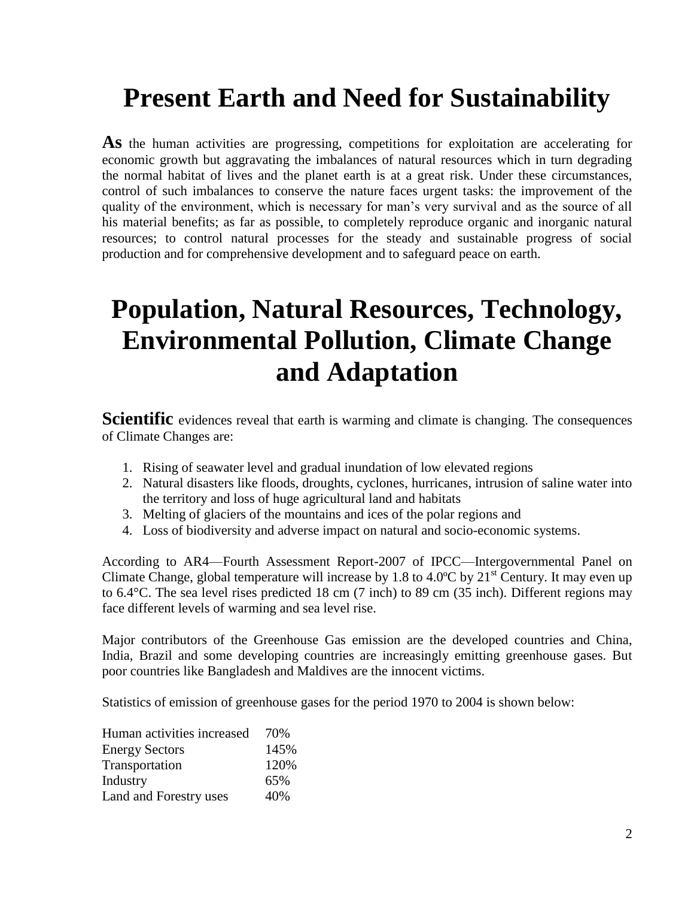# Present Earth and Need for Sustainability

**As** the human activities are progressing, competitions for exploitation are accelerating for economic growth but aggravating the imbalances of natural resources which in turn degrading the normal habitat of lives and the planet earth is at a great risk. Under these circumstances, control of such imbalances to conserve the nature faces urgent tasks: the improvement of the quality of the environment, which is necessary for man's very survival and as the source of all his material benefits; as far as possible, to completely reproduce organic and inorganic natural resources; to control natural processes for the steady and sustainable progress of social production and for comprehensive development and to safeguard peace on earth.

# Population, Natural Resources, Technology, Environmental Pollution, Climate Change and Adaptation

**Scientific** evidences reveal that earth is warming and climate is changing. The consequences of Climate Changes are:

1. Rising of seawater level and gradual inundation of low elevated regions
2. Natural disasters like floods, droughts, cyclones, hurricanes, intrusion of saline water into the territory and loss of huge agricultural land and habitats
3. Melting of glaciers of the mountains and ices of the polar regions and
4. Loss of biodiversity and adverse impact on natural and socio-economic systems.

According to AR4—Fourth Assessment Report-2007 of IPCC—Intergovernmental Panel on Climate Change, global temperature will increase by 1.8 to 4.0ºC by 21st Century. It may even up to 6.4°C. The sea level rises predicted 18 cm (7 inch) to 89 cm (35 inch). Different regions may face different levels of warming and sea level rise.

Major contributors of the Greenhouse Gas emission are the developed countries and China, India, Brazil and some developing countries are increasingly emitting greenhouse gases. But poor countries like Bangladesh and Maldives are the innocent victims.

Statistics of emission of greenhouse gases for the period 1970 to 2004 is shown below:

| | |
|---|---|
| Human activities increased | 70% |
| Energy Sectors | 145% |
| Transportation | 120% |
| Industry | 65% |
| Land and Forestry uses | 40% |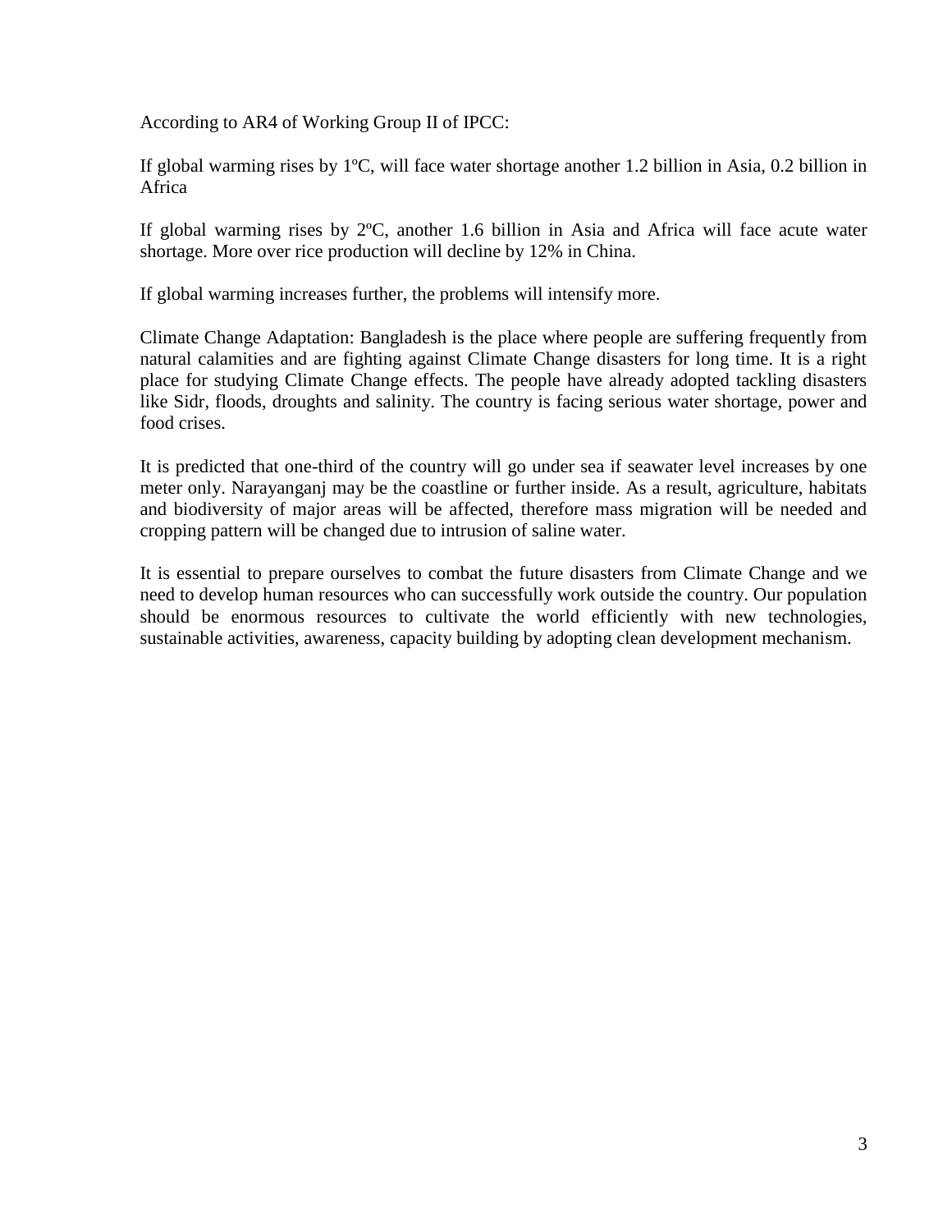According to AR4 of Working Group II of IPCC:

If global warming rises by 1ºC, will face water shortage another 1.2 billion in Asia, 0.2 billion in Africa

If global warming rises by 2ºC, another 1.6 billion in Asia and Africa will face acute water shortage. More over rice production will decline by 12% in China.

If global warming increases further, the problems will intensify more.

Climate Change Adaptation: Bangladesh is the place where people are suffering frequently from natural calamities and are fighting against Climate Change disasters for long time. It is a right place for studying Climate Change effects. The people have already adopted tackling disasters like Sidr, floods, droughts and salinity. The country is facing serious water shortage, power and food crises.

It is predicted that one-third of the country will go under sea if seawater level increases by one meter only. Narayanganj may be the coastline or further inside. As a result, agriculture, habitats and biodiversity of major areas will be affected, therefore mass migration will be needed and cropping pattern will be changed due to intrusion of saline water.

It is essential to prepare ourselves to combat the future disasters from Climate Change and we need to develop human resources who can successfully work outside the country. Our population should be enormous resources to cultivate the world efficiently with new technologies, sustainable activities, awareness, capacity building by adopting clean development mechanism.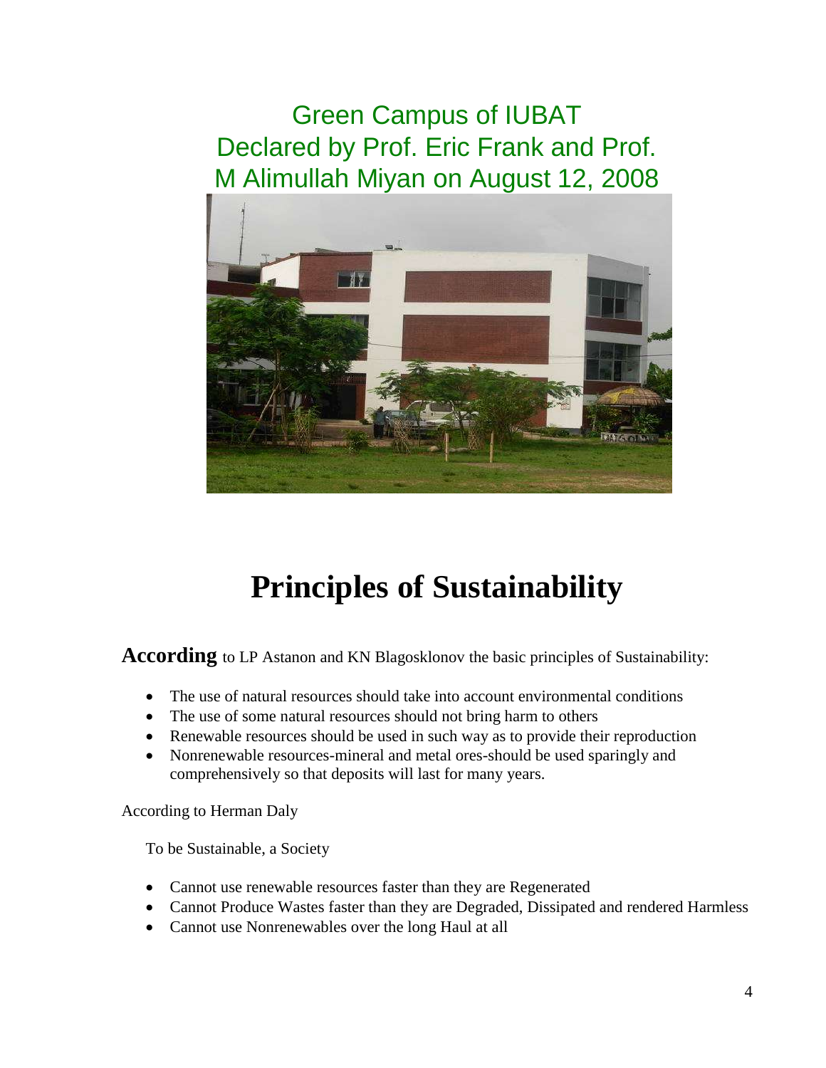Green Campus of IUBAT Declared by Prof. Eric Frank and Prof. M Alimullah Miyan on August 12, 2008

# Principles of Sustainability

**According** to LP Astanon and KN Blagosklonov the basic principles of Sustainability:

- The use of natural resources should take into account environmental conditions
- The use of some natural resources should not bring harm to others
- Renewable resources should be used in such way as to provide their reproduction
- Nonrenewable resources-mineral and metal ores-should be used sparingly and comprehensively so that deposits will last for many years.

According to Herman Daly

To be Sustainable, a Society

- Cannot use renewable resources faster than they are Regenerated
- Cannot Produce Wastes faster than they are Degraded, Dissipated and rendered Harmless
- Cannot use Nonrenewables over the long Haul at all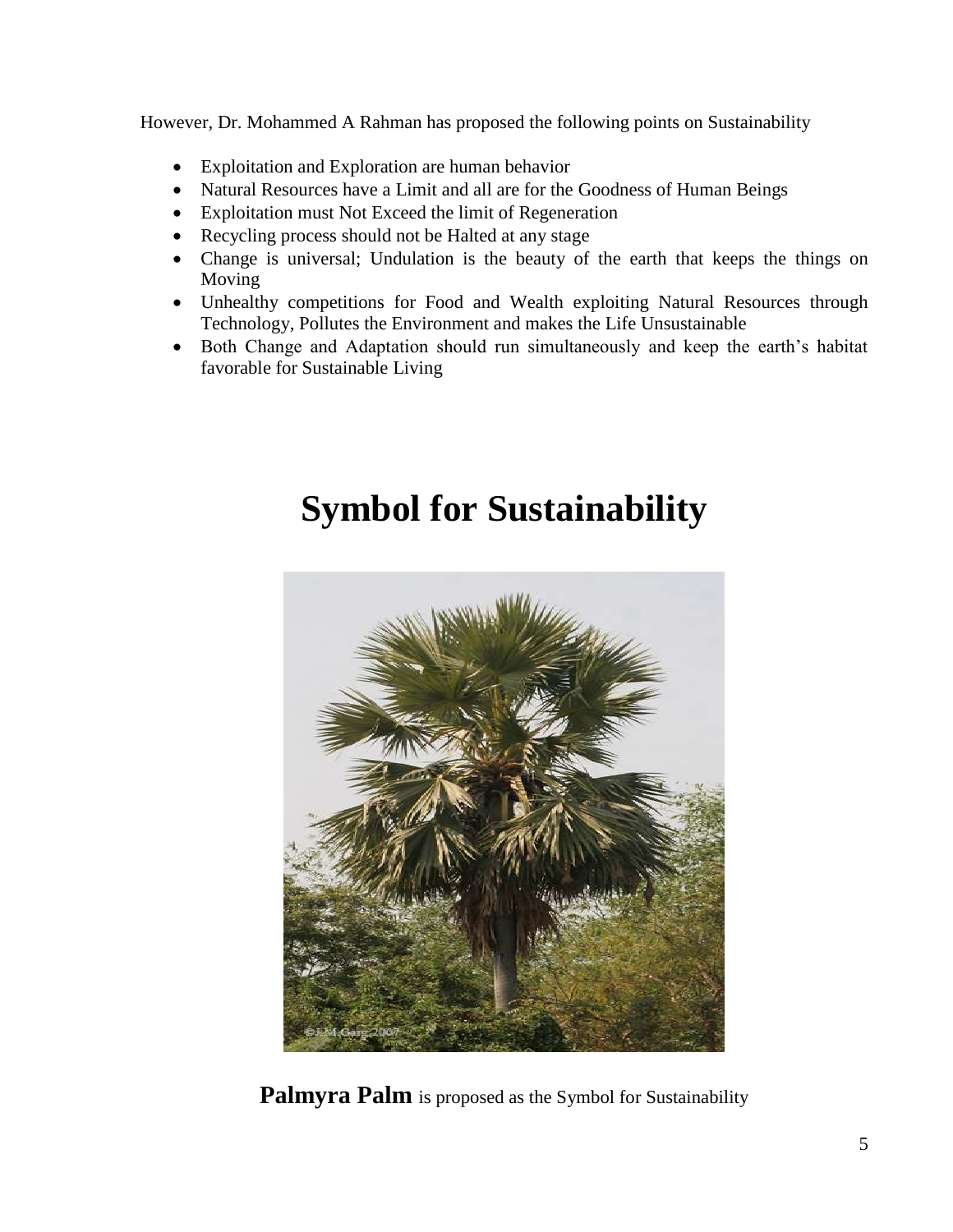However, Dr. Mohammed A Rahman has proposed the following points on Sustainability

- Exploitation and Exploration are human behavior
- Natural Resources have a Limit and all are for the Goodness of Human Beings
- Exploitation must Not Exceed the limit of Regeneration
- Recycling process should not be Halted at any stage
- Change is universal; Undulation is the beauty of the earth that keeps the things on Moving
- Unhealthy competitions for Food and Wealth exploiting Natural Resources through Technology, Pollutes the Environment and makes the Life Unsustainable
- Both Change and Adaptation should run simultaneously and keep the earth's habitat favorable for Sustainable Living

# Symbol for Sustainability

**Palmyra Palm** is proposed as the Symbol for Sustainability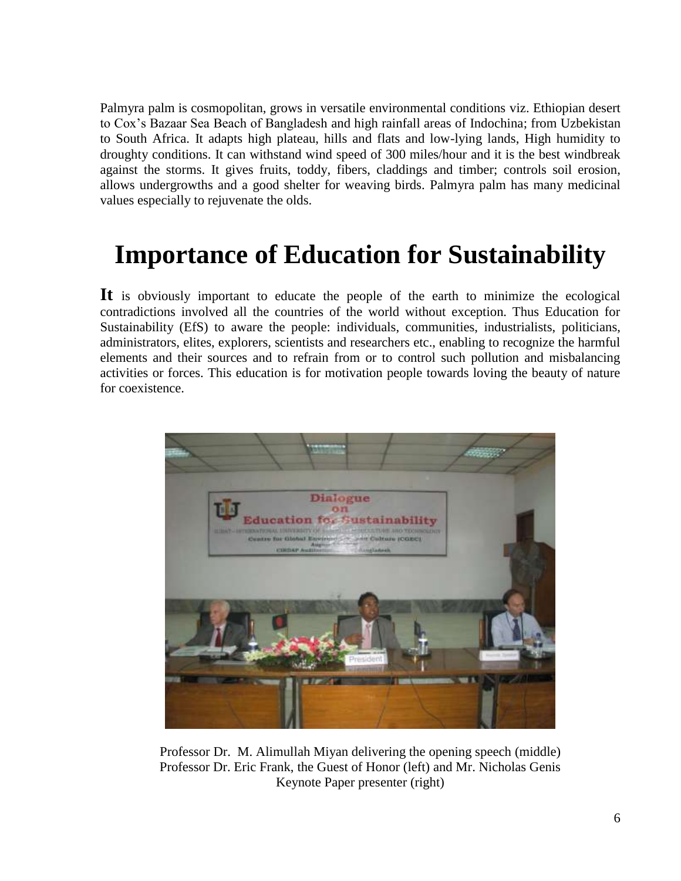Palmyra palm is cosmopolitan, grows in versatile environmental conditions viz. Ethiopian desert to Cox's Bazaar Sea Beach of Bangladesh and high rainfall areas of Indochina; from Uzbekistan to South Africa. It adapts high plateau, hills and flats and low-lying lands, High humidity to droughty conditions. It can withstand wind speed of 300 miles/hour and it is the best windbreak against the storms. It gives fruits, toddy, fibers, claddings and timber; controls soil erosion, allows undergrowths and a good shelter for weaving birds. Palmyra palm has many medicinal values especially to rejuvenate the olds.

# Importance of Education for Sustainability

**It** is obviously important to educate the people of the earth to minimize the ecological contradictions involved all the countries of the world without exception. Thus Education for Sustainability (EfS) to aware the people: individuals, communities, industrialists, politicians, administrators, elites, explorers, scientists and researchers etc., enabling to recognize the harmful elements and their sources and to refrain from or to control such pollution and misbalancing activities or forces. This education is for motivation people towards loving the beauty of nature for coexistence.

Professor Dr. M. Alimullah Miyan delivering the opening speech (middle)
Professor Dr. Eric Frank, the Guest of Honor (left) and Mr. Nicholas Genis Keynote Paper presenter (right)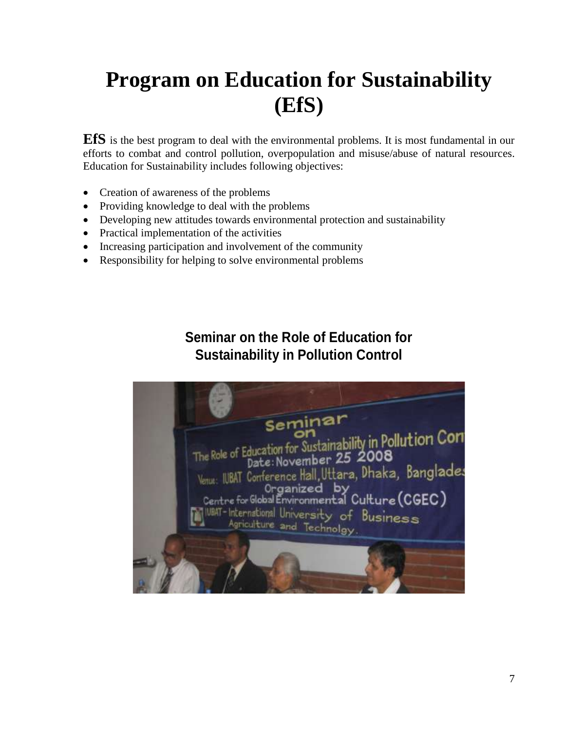# Program on Education for Sustainability (EfS)

**EfS** is the best program to deal with the environmental problems. It is most fundamental in our efforts to combat and control pollution, overpopulation and misuse/abuse of natural resources. Education for Sustainability includes following objectives:

- Creation of awareness of the problems
- Providing knowledge to deal with the problems
- Developing new attitudes towards environmental protection and sustainability
- Practical implementation of the activities
- Increasing participation and involvement of the community
- Responsibility for helping to solve environmental problems

**Seminar on the Role of Education for Sustainability in Pollution Control**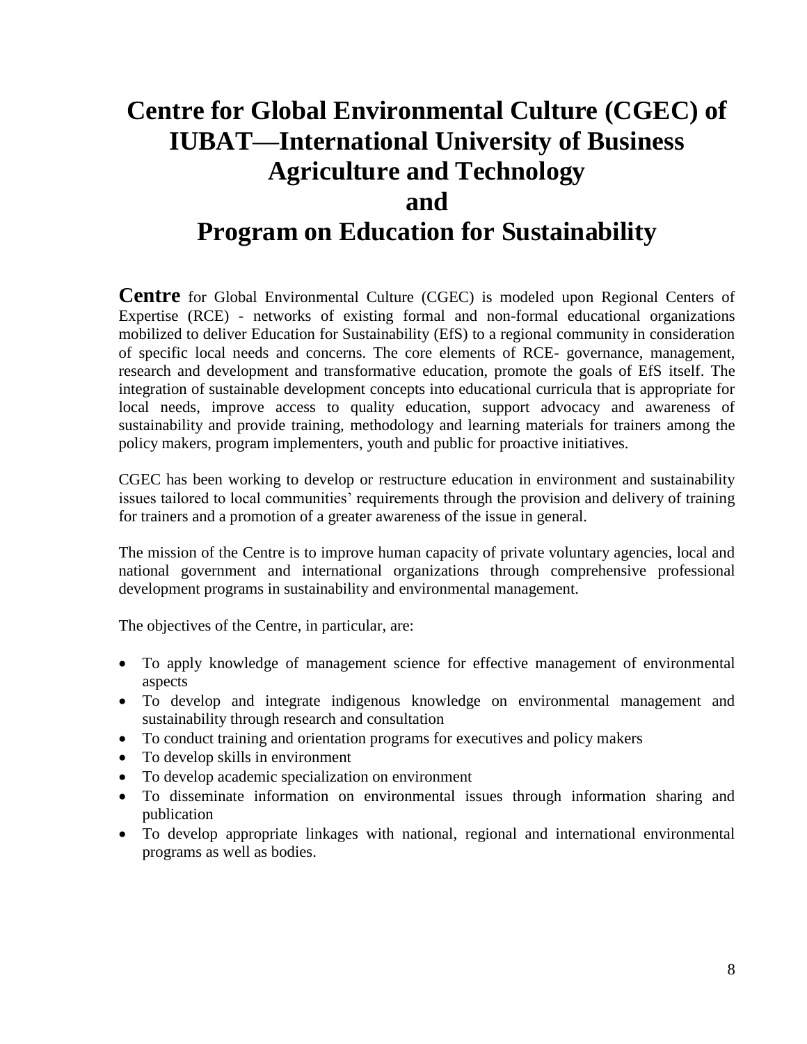# Centre for Global Environmental Culture (CGEC) of IUBAT—International University of Business Agriculture and Technology and Program on Education for Sustainability

**Centre** for Global Environmental Culture (CGEC) is modeled upon Regional Centers of Expertise (RCE) - networks of existing formal and non-formal educational organizations mobilized to deliver Education for Sustainability (EfS) to a regional community in consideration of specific local needs and concerns. The core elements of RCE- governance, management, research and development and transformative education, promote the goals of EfS itself. The integration of sustainable development concepts into educational curricula that is appropriate for local needs, improve access to quality education, support advocacy and awareness of sustainability and provide training, methodology and learning materials for trainers among the policy makers, program implementers, youth and public for proactive initiatives.

CGEC has been working to develop or restructure education in environment and sustainability issues tailored to local communities' requirements through the provision and delivery of training for trainers and a promotion of a greater awareness of the issue in general.

The mission of the Centre is to improve human capacity of private voluntary agencies, local and national government and international organizations through comprehensive professional development programs in sustainability and environmental management.

The objectives of the Centre, in particular, are:

- To apply knowledge of management science for effective management of environmental aspects
- To develop and integrate indigenous knowledge on environmental management and sustainability through research and consultation
- To conduct training and orientation programs for executives and policy makers
- To develop skills in environment
- To develop academic specialization on environment
- To disseminate information on environmental issues through information sharing and publication
- To develop appropriate linkages with national, regional and international environmental programs as well as bodies.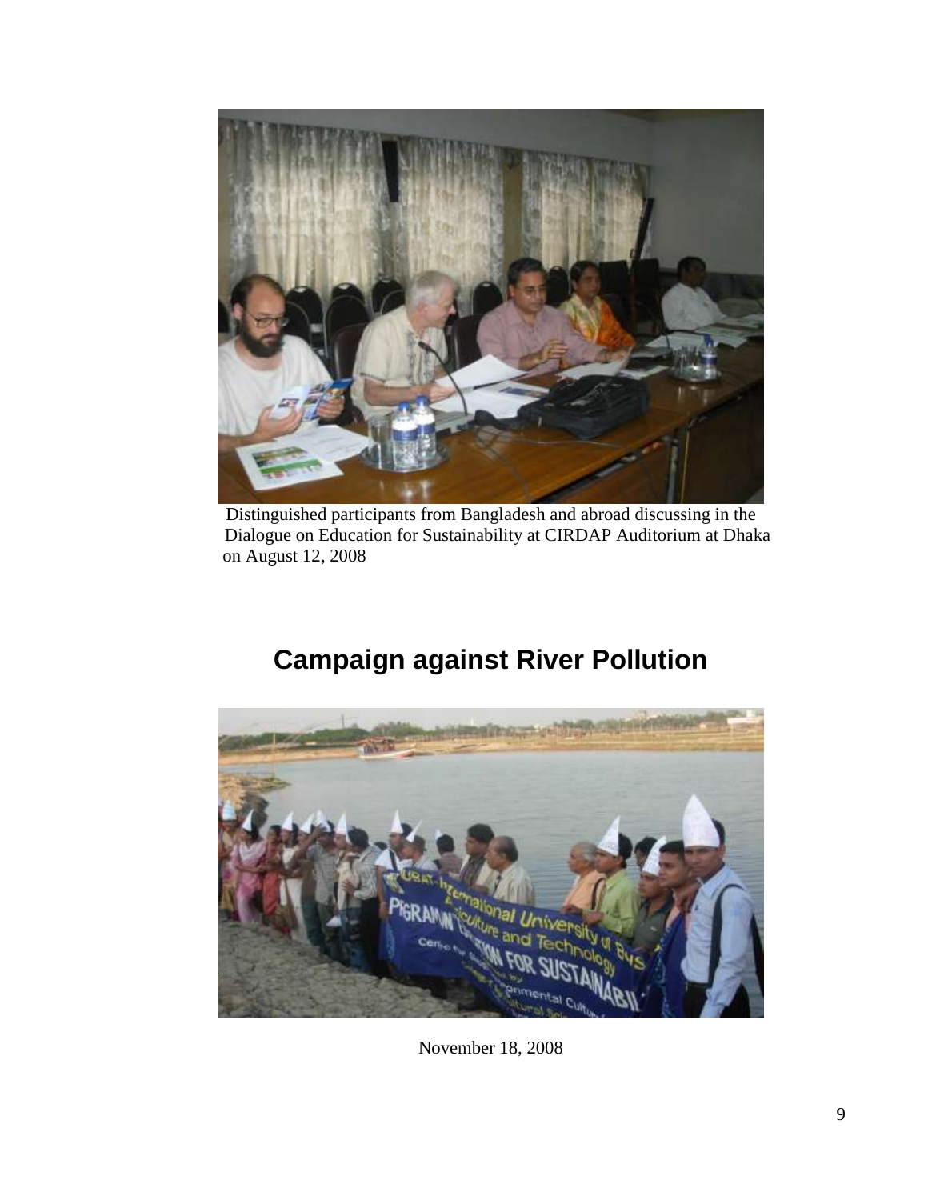Distinguished participants from Bangladesh and abroad discussing in the Dialogue on Education for Sustainability at CIRDAP Auditorium at Dhaka on August 12, 2008

## Campaign against River Pollution

November 18, 2008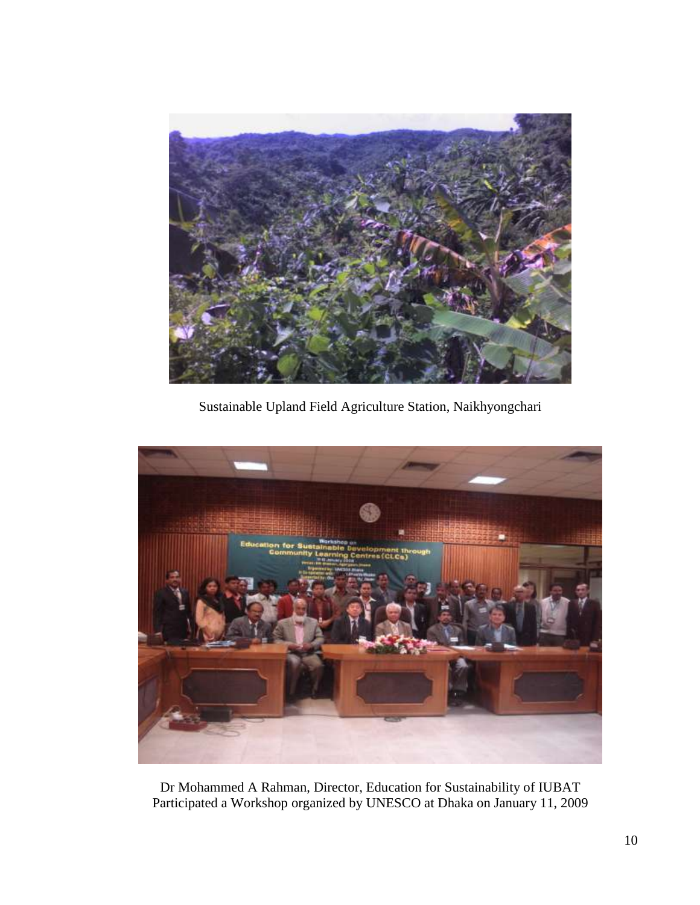Sustainable Upland Field Agriculture Station, Naikhyongchari

Dr Mohammed A Rahman, Director, Education for Sustainability of IUBAT Participated a Workshop organized by UNESCO at Dhaka on January 11, 2009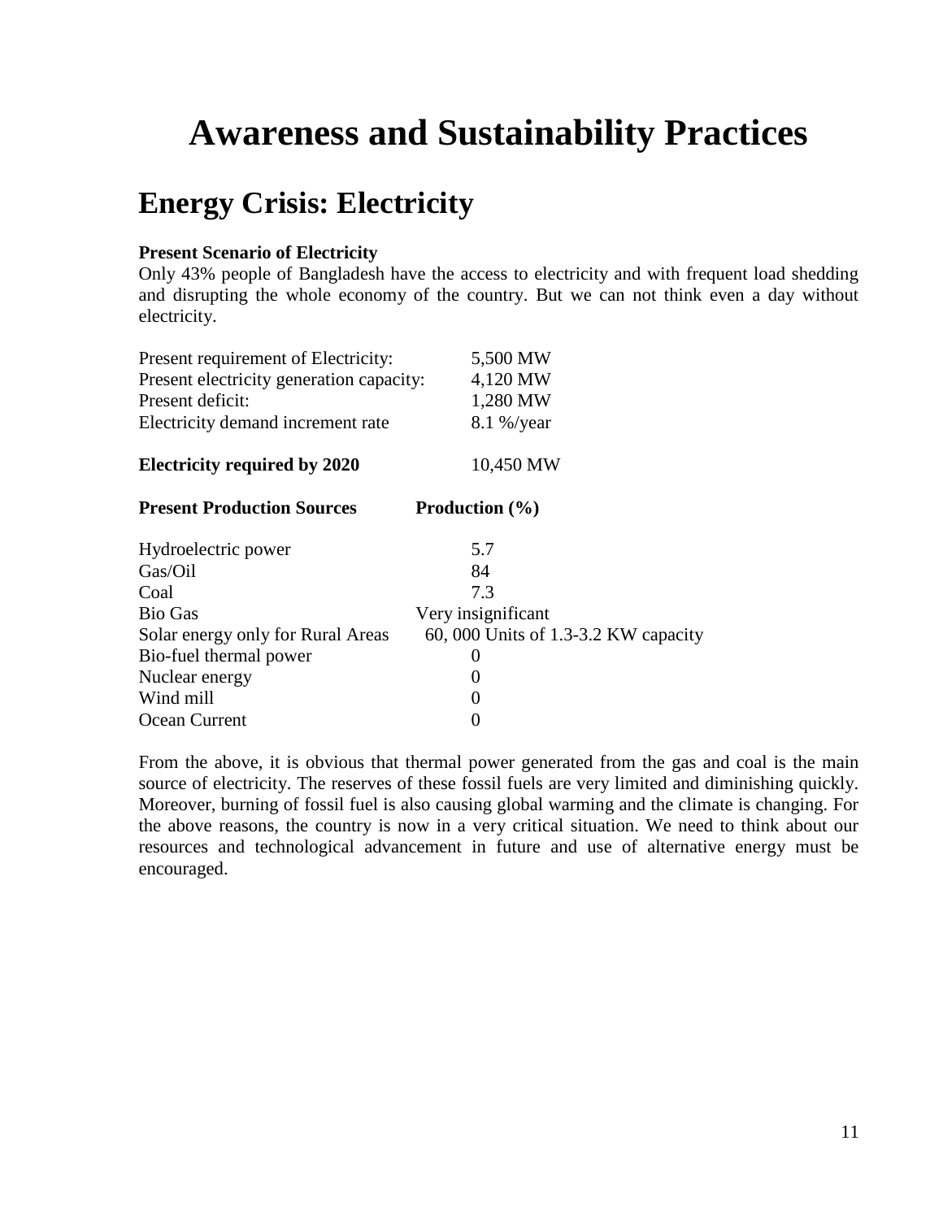# Awareness and Sustainability Practices

## Energy Crisis: Electricity

**Present Scenario of Electricity**

Only 43% people of Bangladesh have the access to electricity and with frequent load shedding and disrupting the whole economy of the country. But we can not think even a day without electricity.

| | |
|---|---|
| Present requirement of Electricity: | 5,500 MW |
| Present electricity generation capacity: | 4,120 MW |
| Present deficit: | 1,280 MW |
| Electricity demand increment rate | 8.1 %/year |
| **Electricity required by 2020** | 10,450 MW |

| **Present Production Sources** | **Production (%)** |
|---|---|
| Hydroelectric power | 5.7 |
| Gas/Oil | 84 |
| Coal | 7.3 |
| Bio Gas | Very insignificant |
| Solar energy only for Rural Areas | 60, 000 Units of 1.3-3.2 KW capacity |
| Bio-fuel thermal power | 0 |
| Nuclear energy | 0 |
| Wind mill | 0 |
| Ocean Current | 0 |

From the above, it is obvious that thermal power generated from the gas and coal is the main source of electricity. The reserves of these fossil fuels are very limited and diminishing quickly. Moreover, burning of fossil fuel is also causing global warming and the climate is changing. For the above reasons, the country is now in a very critical situation. We need to think about our resources and technological advancement in future and use of alternative energy must be encouraged.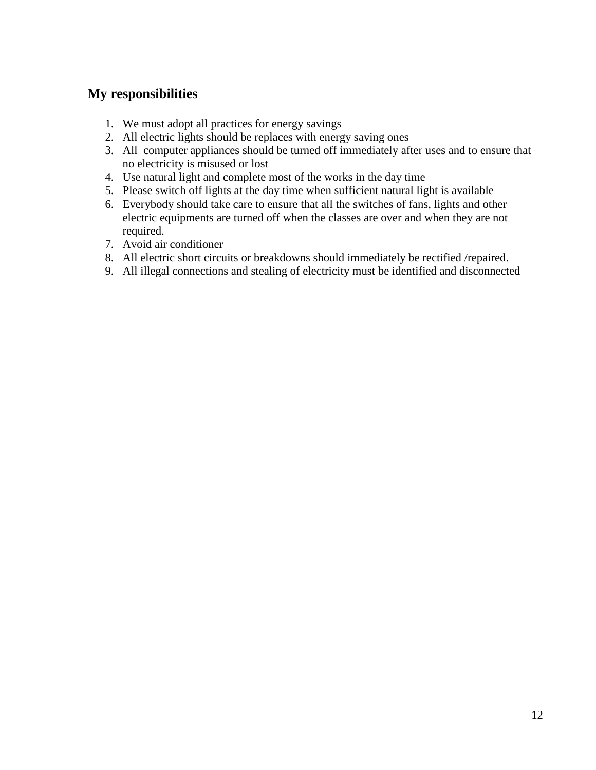## My responsibilities

1. We must adopt all practices for energy savings
2. All electric lights should be replaces with energy saving ones
3. All computer appliances should be turned off immediately after uses and to ensure that no electricity is misused or lost
4. Use natural light and complete most of the works in the day time
5. Please switch off lights at the day time when sufficient natural light is available
6. Everybody should take care to ensure that all the switches of fans, lights and other electric equipments are turned off when the classes are over and when they are not required.
7. Avoid air conditioner
8. All electric short circuits or breakdowns should immediately be rectified /repaired.
9. All illegal connections and stealing of electricity must be identified and disconnected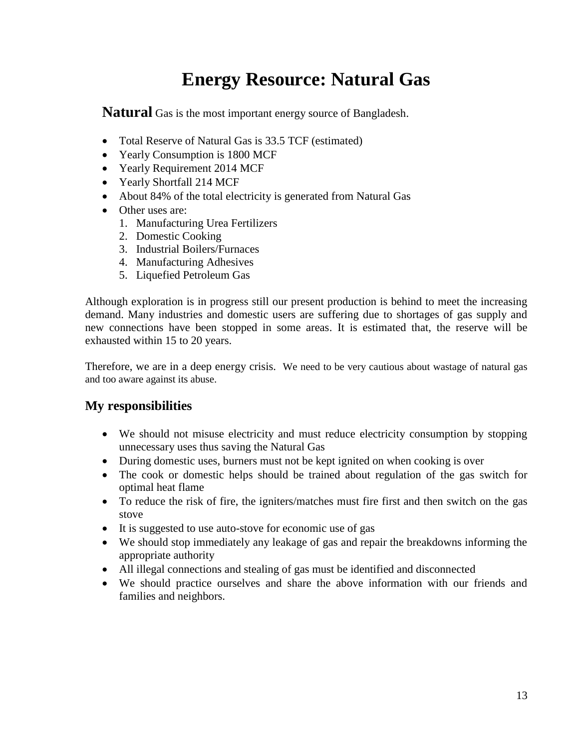# Energy Resource: Natural Gas

**Natural** Gas is the most important energy source of Bangladesh.

- Total Reserve of Natural Gas is 33.5 TCF (estimated)
- Yearly Consumption is 1800 MCF
- Yearly Requirement 2014 MCF
- Yearly Shortfall 214 MCF
- About 84% of the total electricity is generated from Natural Gas
- Other uses are:
    1. Manufacturing Urea Fertilizers
    2. Domestic Cooking
    3. Industrial Boilers/Furnaces
    4. Manufacturing Adhesives
    5. Liquefied Petroleum Gas

Although exploration is in progress still our present production is behind to meet the increasing demand. Many industries and domestic users are suffering due to shortages of gas supply and new connections have been stopped in some areas. It is estimated that, the reserve will be exhausted within 15 to 20 years.

Therefore, we are in a deep energy crisis. We need to be very cautious about wastage of natural gas and too aware against its abuse.

## My responsibilities

- We should not misuse electricity and must reduce electricity consumption by stopping unnecessary uses thus saving the Natural Gas
- During domestic uses, burners must not be kept ignited on when cooking is over
- The cook or domestic helps should be trained about regulation of the gas switch for optimal heat flame
- To reduce the risk of fire, the igniters/matches must fire first and then switch on the gas stove
- It is suggested to use auto-stove for economic use of gas
- We should stop immediately any leakage of gas and repair the breakdowns informing the appropriate authority
- All illegal connections and stealing of gas must be identified and disconnected
- We should practice ourselves and share the above information with our friends and families and neighbors.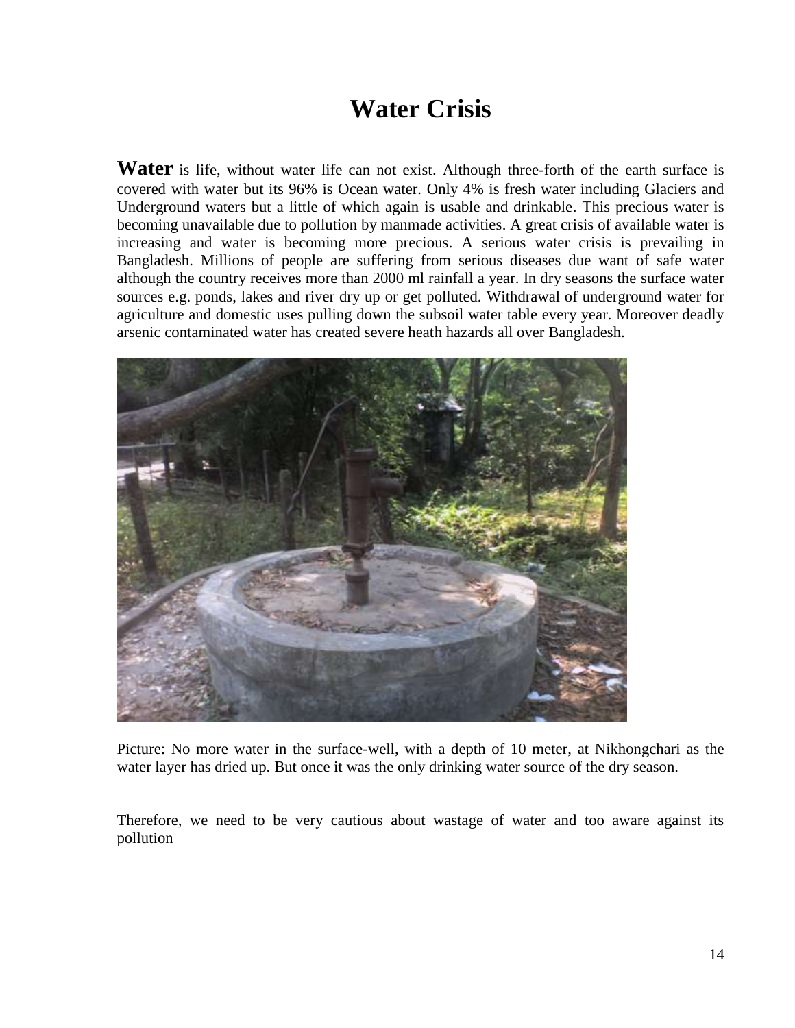# Water Crisis

**Water** is life, without water life can not exist. Although three-forth of the earth surface is covered with water but its 96% is Ocean water. Only 4% is fresh water including Glaciers and Underground waters but a little of which again is usable and drinkable. This precious water is becoming unavailable due to pollution by manmade activities. A great crisis of available water is increasing and water is becoming more precious. A serious water crisis is prevailing in Bangladesh. Millions of people are suffering from serious diseases due want of safe water although the country receives more than 2000 ml rainfall a year. In dry seasons the surface water sources e.g. ponds, lakes and river dry up or get polluted. Withdrawal of underground water for agriculture and domestic uses pulling down the subsoil water table every year. Moreover deadly arsenic contaminated water has created severe heath hazards all over Bangladesh.

Picture: No more water in the surface-well, with a depth of 10 meter, at Nikhongchari as the water layer has dried up. But once it was the only drinking water source of the dry season.

Therefore, we need to be very cautious about wastage of water and too aware against its pollution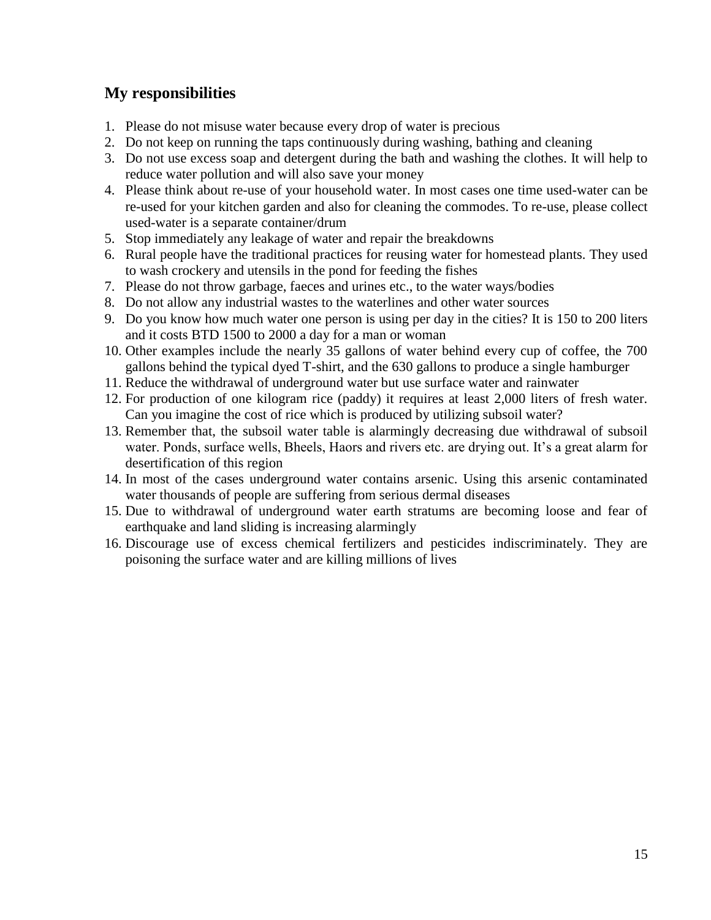## My responsibilities

1. Please do not misuse water because every drop of water is precious
2. Do not keep on running the taps continuously during washing, bathing and cleaning
3. Do not use excess soap and detergent during the bath and washing the clothes. It will help to reduce water pollution and will also save your money
4. Please think about re-use of your household water. In most cases one time used-water can be re-used for your kitchen garden and also for cleaning the commodes. To re-use, please collect used-water is a separate container/drum
5. Stop immediately any leakage of water and repair the breakdowns
6. Rural people have the traditional practices for reusing water for homestead plants. They used to wash crockery and utensils in the pond for feeding the fishes
7. Please do not throw garbage, faeces and urines etc., to the water ways/bodies
8. Do not allow any industrial wastes to the waterlines and other water sources
9. Do you know how much water one person is using per day in the cities? It is 150 to 200 liters and it costs BTD 1500 to 2000 a day for a man or woman
10. Other examples include the nearly 35 gallons of water behind every cup of coffee, the 700 gallons behind the typical dyed T-shirt, and the 630 gallons to produce a single hamburger
11. Reduce the withdrawal of underground water but use surface water and rainwater
12. For production of one kilogram rice (paddy) it requires at least 2,000 liters of fresh water. Can you imagine the cost of rice which is produced by utilizing subsoil water?
13. Remember that, the subsoil water table is alarmingly decreasing due withdrawal of subsoil water. Ponds, surface wells, Bheels, Haors and rivers etc. are drying out. It's a great alarm for desertification of this region
14. In most of the cases underground water contains arsenic. Using this arsenic contaminated water thousands of people are suffering from serious dermal diseases
15. Due to withdrawal of underground water earth stratums are becoming loose and fear of earthquake and land sliding is increasing alarmingly
16. Discourage use of excess chemical fertilizers and pesticides indiscriminately. They are poisoning the surface water and are killing millions of lives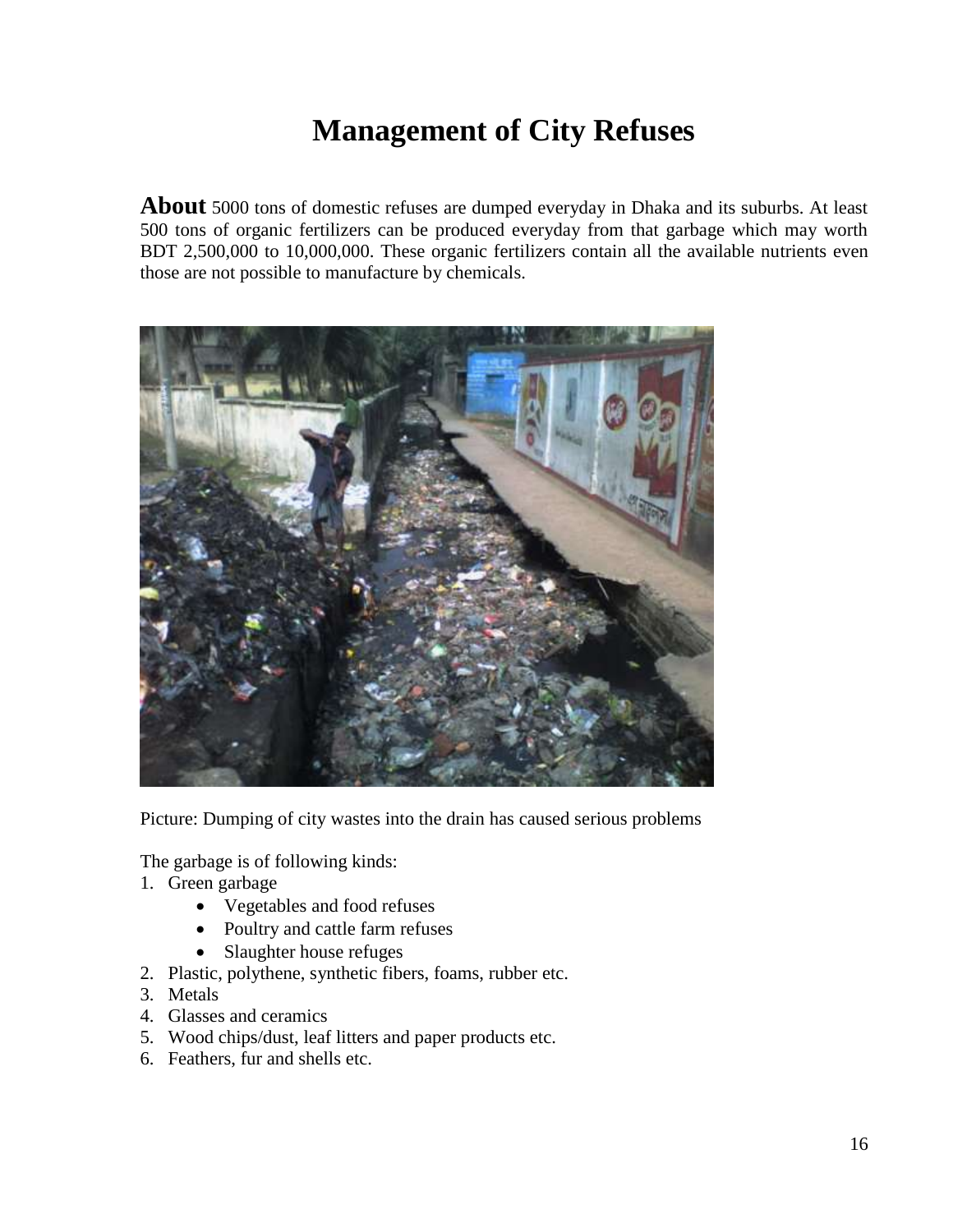# Management of City Refuses

**About** 5000 tons of domestic refuses are dumped everyday in Dhaka and its suburbs. At least 500 tons of organic fertilizers can be produced everyday from that garbage which may worth BDT 2,500,000 to 10,000,000. These organic fertilizers contain all the available nutrients even those are not possible to manufacture by chemicals.

Picture: Dumping of city wastes into the drain has caused serious problems

The garbage is of following kinds:

1. Green garbage
    - Vegetables and food refuses
    - Poultry and cattle farm refuses
    - Slaughter house refuges
2. Plastic, polythene, synthetic fibers, foams, rubber etc.
3. Metals
4. Glasses and ceramics
5. Wood chips/dust, leaf litters and paper products etc.
6. Feathers, fur and shells etc.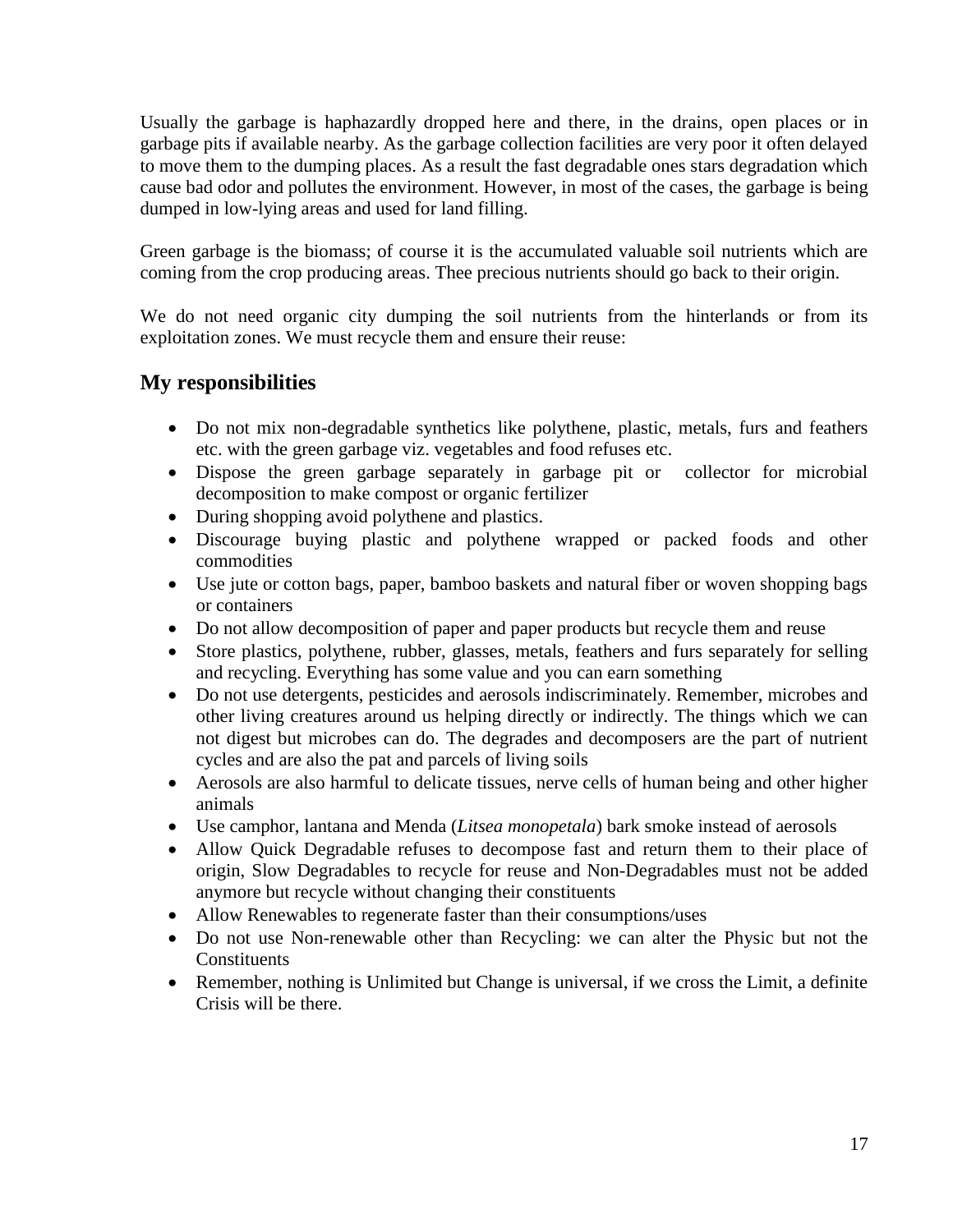Usually the garbage is haphazardly dropped here and there, in the drains, open places or in garbage pits if available nearby. As the garbage collection facilities are very poor it often delayed to move them to the dumping places. As a result the fast degradable ones stars degradation which cause bad odor and pollutes the environment. However, in most of the cases, the garbage is being dumped in low-lying areas and used for land filling.

Green garbage is the biomass; of course it is the accumulated valuable soil nutrients which are coming from the crop producing areas. Thee precious nutrients should go back to their origin.

We do not need organic city dumping the soil nutrients from the hinterlands or from its exploitation zones. We must recycle them and ensure their reuse:

## My responsibilities

- Do not mix non-degradable synthetics like polythene, plastic, metals, furs and feathers etc. with the green garbage viz. vegetables and food refuses etc.
- Dispose the green garbage separately in garbage pit or collector for microbial decomposition to make compost or organic fertilizer
- During shopping avoid polythene and plastics.
- Discourage buying plastic and polythene wrapped or packed foods and other commodities
- Use jute or cotton bags, paper, bamboo baskets and natural fiber or woven shopping bags or containers
- Do not allow decomposition of paper and paper products but recycle them and reuse
- Store plastics, polythene, rubber, glasses, metals, feathers and furs separately for selling and recycling. Everything has some value and you can earn something
- Do not use detergents, pesticides and aerosols indiscriminately. Remember, microbes and other living creatures around us helping directly or indirectly. The things which we can not digest but microbes can do. The degrades and decomposers are the part of nutrient cycles and are also the pat and parcels of living soils
- Aerosols are also harmful to delicate tissues, nerve cells of human being and other higher animals
- Use camphor, lantana and Menda (*Litsea monopetala*) bark smoke instead of aerosols
- Allow Quick Degradable refuses to decompose fast and return them to their place of origin, Slow Degradables to recycle for reuse and Non-Degradables must not be added anymore but recycle without changing their constituents
- Allow Renewables to regenerate faster than their consumptions/uses
- Do not use Non-renewable other than Recycling: we can alter the Physic but not the Constituents
- Remember, nothing is Unlimited but Change is universal, if we cross the Limit, a definite Crisis will be there.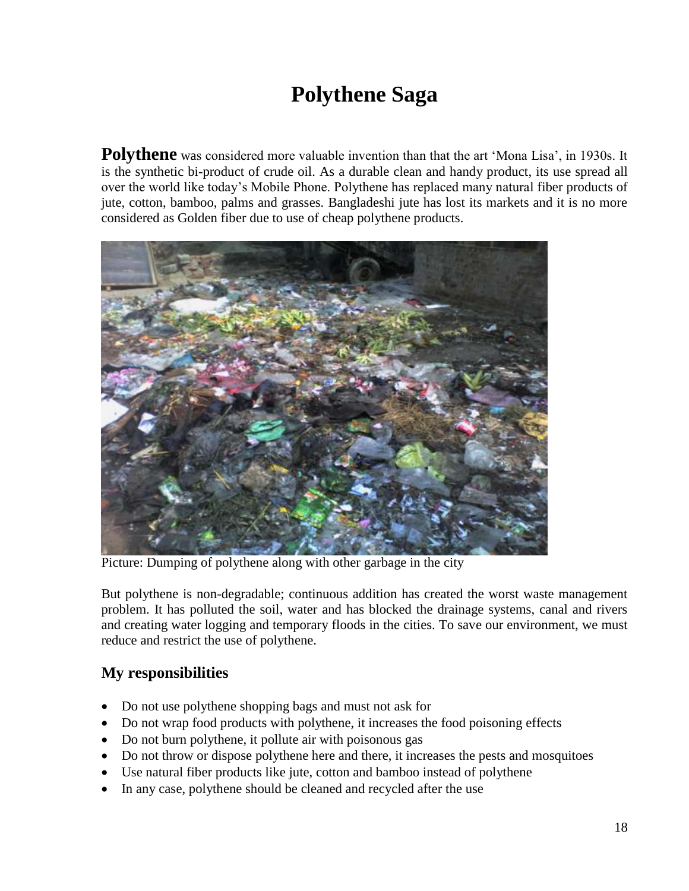# Polythene Saga

**Polythene** was considered more valuable invention than that the art 'Mona Lisa', in 1930s. It is the synthetic bi-product of crude oil. As a durable clean and handy product, its use spread all over the world like today's Mobile Phone. Polythene has replaced many natural fiber products of jute, cotton, bamboo, palms and grasses. Bangladeshi jute has lost its markets and it is no more considered as Golden fiber due to use of cheap polythene products.

Picture: Dumping of polythene along with other garbage in the city

But polythene is non-degradable; continuous addition has created the worst waste management problem. It has polluted the soil, water and has blocked the drainage systems, canal and rivers and creating water logging and temporary floods in the cities. To save our environment, we must reduce and restrict the use of polythene.

## My responsibilities

- Do not use polythene shopping bags and must not ask for
- Do not wrap food products with polythene, it increases the food poisoning effects
- Do not burn polythene, it pollute air with poisonous gas
- Do not throw or dispose polythene here and there, it increases the pests and mosquitoes
- Use natural fiber products like jute, cotton and bamboo instead of polythene
- In any case, polythene should be cleaned and recycled after the use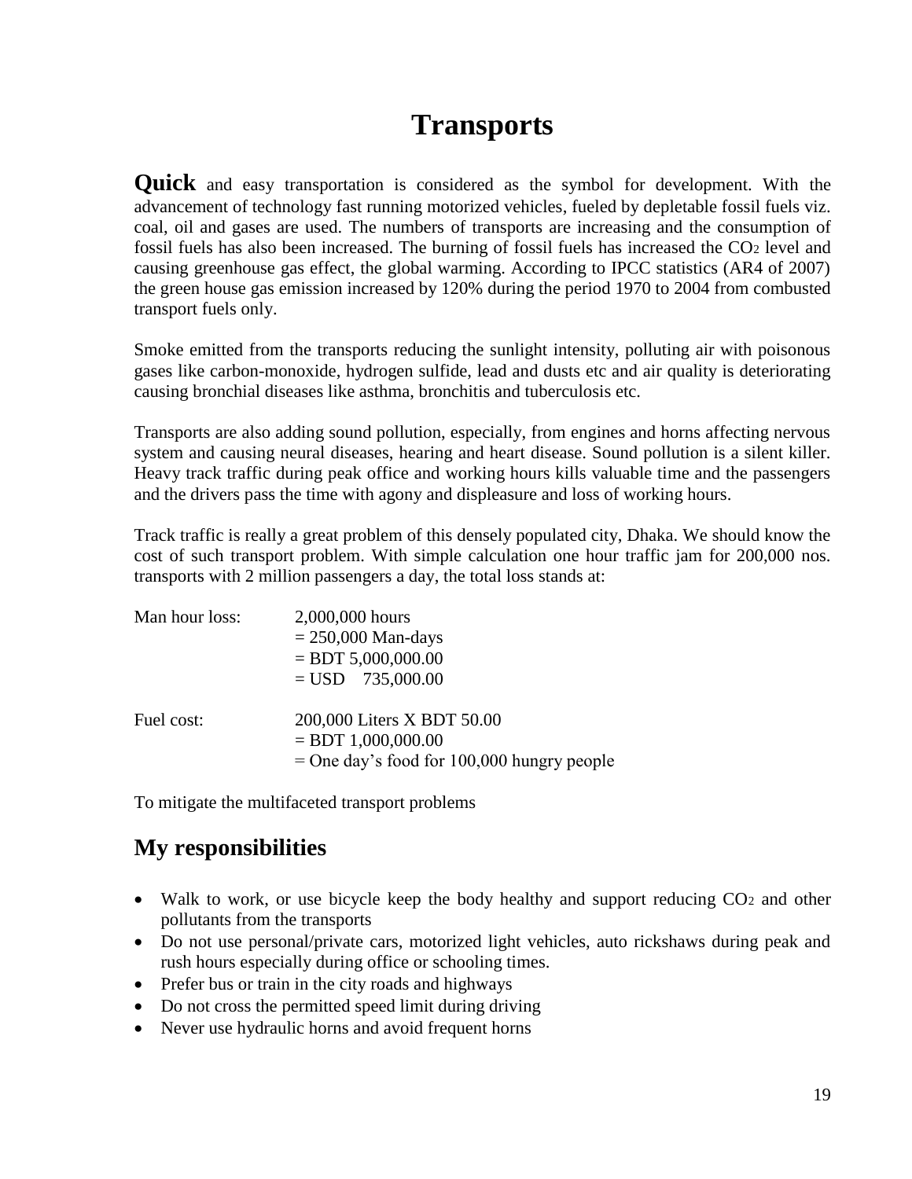# Transports

**Quick** and easy transportation is considered as the symbol for development. With the advancement of technology fast running motorized vehicles, fueled by depletable fossil fuels viz. coal, oil and gases are used. The numbers of transports are increasing and the consumption of fossil fuels has also been increased. The burning of fossil fuels has increased the $CO_2$ level and causing greenhouse gas effect, the global warming. According to IPCC statistics (AR4 of 2007) the green house gas emission increased by 120% during the period 1970 to 2004 from combusted transport fuels only.

Smoke emitted from the transports reducing the sunlight intensity, polluting air with poisonous gases like carbon-monoxide, hydrogen sulfide, lead and dusts etc and air quality is deteriorating causing bronchial diseases like asthma, bronchitis and tuberculosis etc.

Transports are also adding sound pollution, especially, from engines and horns affecting nervous system and causing neural diseases, hearing and heart disease. Sound pollution is a silent killer. Heavy track traffic during peak office and working hours kills valuable time and the passengers and the drivers pass the time with agony and displeasure and loss of working hours.

Track traffic is really a great problem of this densely populated city, Dhaka. We should know the cost of such transport problem. With simple calculation one hour traffic jam for 200,000 nos. transports with 2 million passengers a day, the total loss stands at:

| | |
|---|---|
| Man hour loss: | 2,000,000 hours |
| | = 250,000 Man-days |
| | = BDT 5,000,000.00 |
| | = USD 735,000.00 |
| Fuel cost: | 200,000 Liters X BDT 50.00 |
| | = BDT 1,000,000.00 |
| | = One day's food for 100,000 hungry people |

To mitigate the multifaceted transport problems

## My responsibilities

- Walk to work, or use bicycle keep the body healthy and support reducing $CO_2$ and other pollutants from the transports
- Do not use personal/private cars, motorized light vehicles, auto rickshaws during peak and rush hours especially during office or schooling times.
- Prefer bus or train in the city roads and highways
- Do not cross the permitted speed limit during driving
- Never use hydraulic horns and avoid frequent horns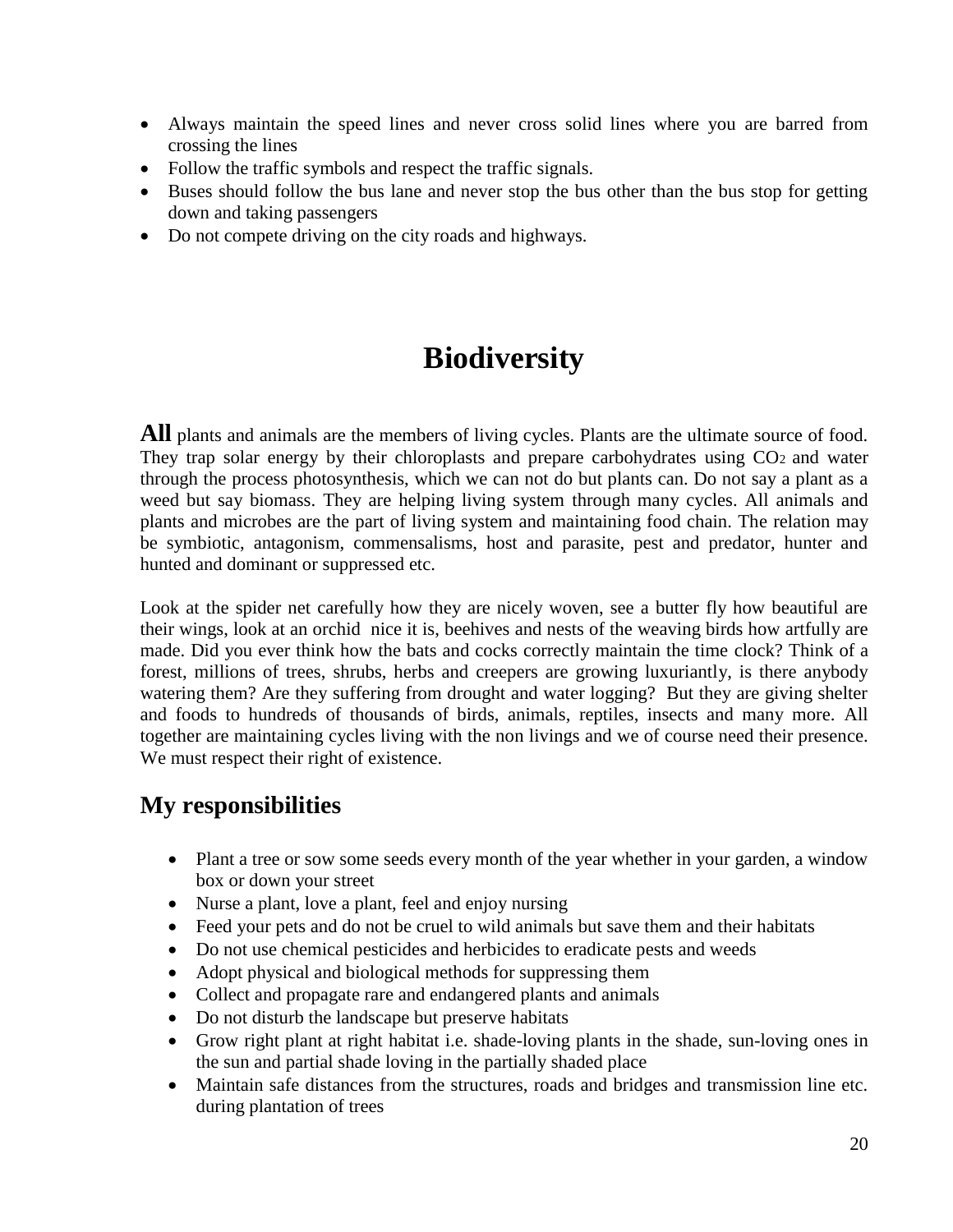- Always maintain the speed lines and never cross solid lines where you are barred from crossing the lines
- Follow the traffic symbols and respect the traffic signals.
- Buses should follow the bus lane and never stop the bus other than the bus stop for getting down and taking passengers
- Do not compete driving on the city roads and highways.

# Biodiversity

**All** plants and animals are the members of living cycles. Plants are the ultimate source of food. They trap solar energy by their chloroplasts and prepare carbohydrates using $CO_2$ and water through the process photosynthesis, which we can not do but plants can. Do not say a plant as a weed but say biomass. They are helping living system through many cycles. All animals and plants and microbes are the part of living system and maintaining food chain. The relation may be symbiotic, antagonism, commensalisms, host and parasite, pest and predator, hunter and hunted and dominant or suppressed etc.

Look at the spider net carefully how they are nicely woven, see a butter fly how beautiful are their wings, look at an orchid nice it is, beehives and nests of the weaving birds how artfully are made. Did you ever think how the bats and cocks correctly maintain the time clock? Think of a forest, millions of trees, shrubs, herbs and creepers are growing luxuriantly, is there anybody watering them? Are they suffering from drought and water logging? But they are giving shelter and foods to hundreds of thousands of birds, animals, reptiles, insects and many more. All together are maintaining cycles living with the non livings and we of course need their presence. We must respect their right of existence.

## My responsibilities

- Plant a tree or sow some seeds every month of the year whether in your garden, a window box or down your street
- Nurse a plant, love a plant, feel and enjoy nursing
- Feed your pets and do not be cruel to wild animals but save them and their habitats
- Do not use chemical pesticides and herbicides to eradicate pests and weeds
- Adopt physical and biological methods for suppressing them
- Collect and propagate rare and endangered plants and animals
- Do not disturb the landscape but preserve habitats
- Grow right plant at right habitat i.e. shade-loving plants in the shade, sun-loving ones in the sun and partial shade loving in the partially shaded place
- Maintain safe distances from the structures, roads and bridges and transmission line etc. during plantation of trees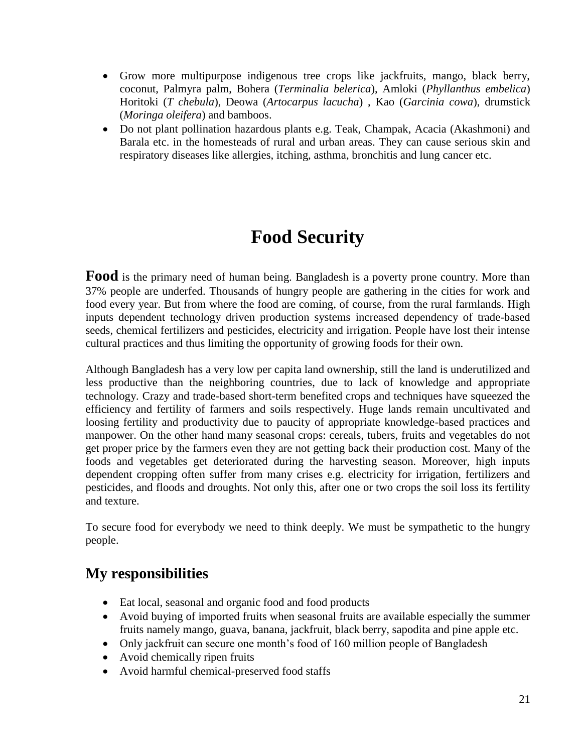- Grow more multipurpose indigenous tree crops like jackfruits, mango, black berry, coconut, Palmyra palm, Bohera (*Terminalia belerica*), Amloki (*Phyllanthus embelica*) Horitoki (*T chebula*), Deowa (*Artocarpus lacucha*) , Kao (*Garcinia cowa*), drumstick (*Moringa oleifera*) and bamboos.
- Do not plant pollination hazardous plants e.g. Teak, Champak, Acacia (Akashmoni) and Barala etc. in the homesteads of rural and urban areas. They can cause serious skin and respiratory diseases like allergies, itching, asthma, bronchitis and lung cancer etc.

# Food Security

**Food** is the primary need of human being. Bangladesh is a poverty prone country. More than 37% people are underfed. Thousands of hungry people are gathering in the cities for work and food every year. But from where the food are coming, of course, from the rural farmlands. High inputs dependent technology driven production systems increased dependency of trade-based seeds, chemical fertilizers and pesticides, electricity and irrigation. People have lost their intense cultural practices and thus limiting the opportunity of growing foods for their own.

Although Bangladesh has a very low per capita land ownership, still the land is underutilized and less productive than the neighboring countries, due to lack of knowledge and appropriate technology. Crazy and trade-based short-term benefited crops and techniques have squeezed the efficiency and fertility of farmers and soils respectively. Huge lands remain uncultivated and loosing fertility and productivity due to paucity of appropriate knowledge-based practices and manpower. On the other hand many seasonal crops: cereals, tubers, fruits and vegetables do not get proper price by the farmers even they are not getting back their production cost. Many of the foods and vegetables get deteriorated during the harvesting season. Moreover, high inputs dependent cropping often suffer from many crises e.g. electricity for irrigation, fertilizers and pesticides, and floods and droughts. Not only this, after one or two crops the soil loss its fertility and texture.

To secure food for everybody we need to think deeply. We must be sympathetic to the hungry people.

## My responsibilities

- Eat local, seasonal and organic food and food products
- Avoid buying of imported fruits when seasonal fruits are available especially the summer fruits namely mango, guava, banana, jackfruit, black berry, sapodita and pine apple etc.
- Only jackfruit can secure one month's food of 160 million people of Bangladesh
- Avoid chemically ripen fruits
- Avoid harmful chemical-preserved food staffs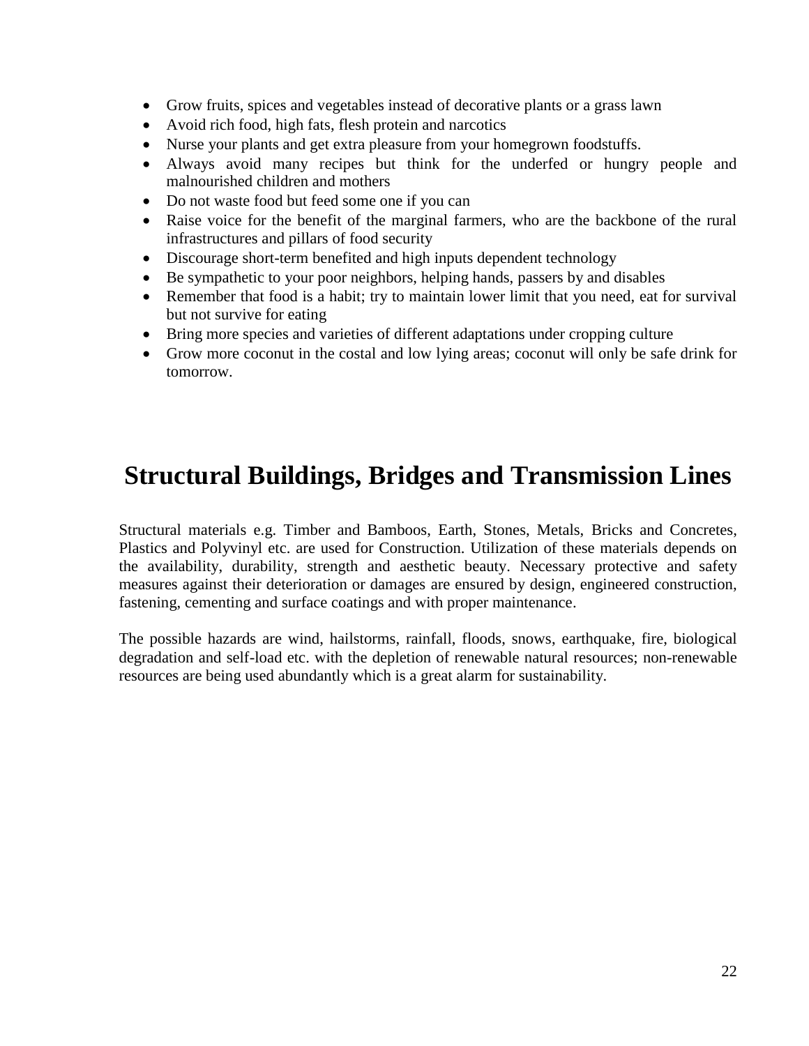- Grow fruits, spices and vegetables instead of decorative plants or a grass lawn
- Avoid rich food, high fats, flesh protein and narcotics
- Nurse your plants and get extra pleasure from your homegrown foodstuffs.
- Always avoid many recipes but think for the underfed or hungry people and malnourished children and mothers
- Do not waste food but feed some one if you can
- Raise voice for the benefit of the marginal farmers, who are the backbone of the rural infrastructures and pillars of food security
- Discourage short-term benefited and high inputs dependent technology
- Be sympathetic to your poor neighbors, helping hands, passers by and disables
- Remember that food is a habit; try to maintain lower limit that you need, eat for survival but not survive for eating
- Bring more species and varieties of different adaptations under cropping culture
- Grow more coconut in the costal and low lying areas; coconut will only be safe drink for tomorrow.

# Structural Buildings, Bridges and Transmission Lines

Structural materials e.g. Timber and Bamboos, Earth, Stones, Metals, Bricks and Concretes, Plastics and Polyvinyl etc. are used for Construction. Utilization of these materials depends on the availability, durability, strength and aesthetic beauty. Necessary protective and safety measures against their deterioration or damages are ensured by design, engineered construction, fastening, cementing and surface coatings and with proper maintenance.

The possible hazards are wind, hailstorms, rainfall, floods, snows, earthquake, fire, biological degradation and self-load etc. with the depletion of renewable natural resources; non-renewable resources are being used abundantly which is a great alarm for sustainability.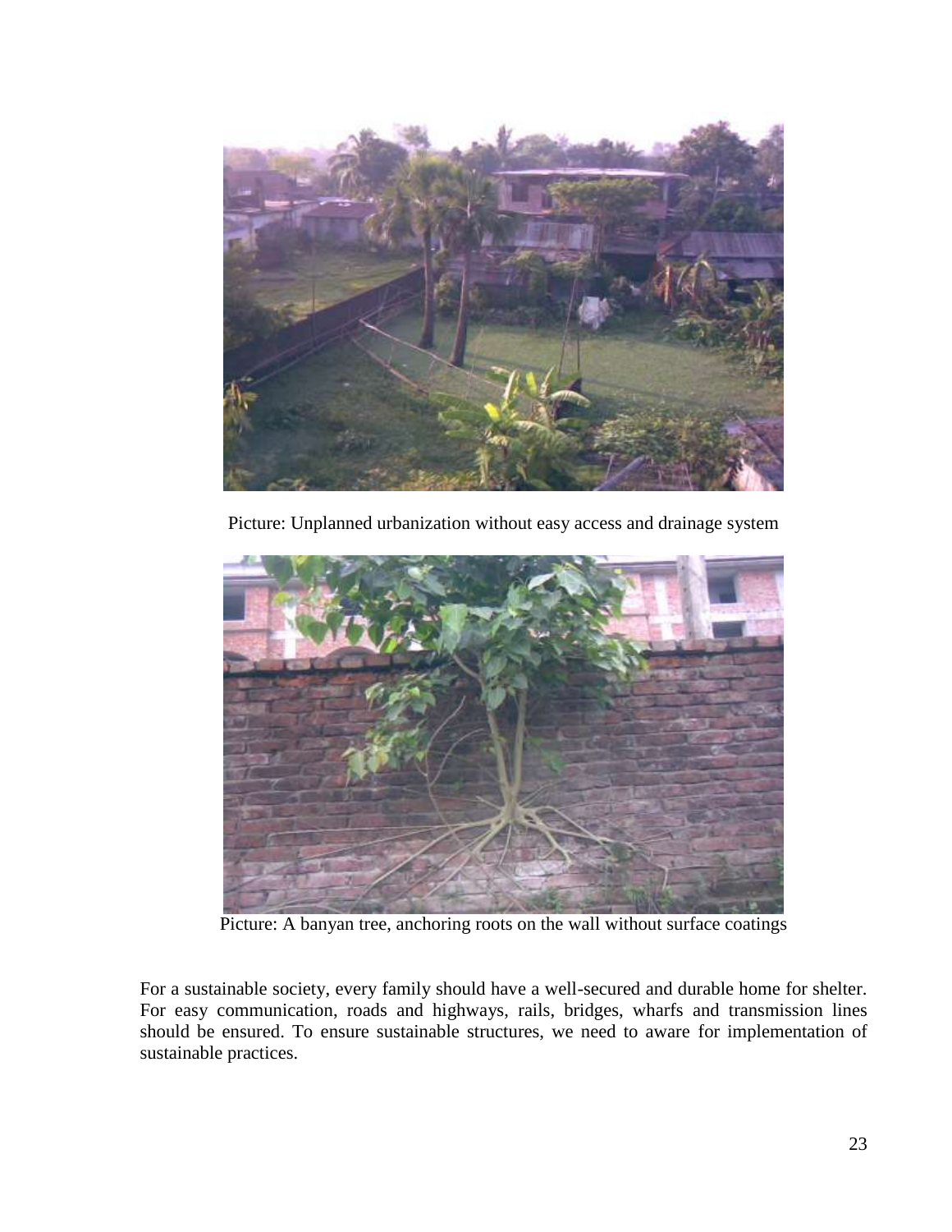Picture: Unplanned urbanization without easy access and drainage system

Picture: A banyan tree, anchoring roots on the wall without surface coatings

For a sustainable society, every family should have a well-secured and durable home for shelter. For easy communication, roads and highways, rails, bridges, wharfs and transmission lines should be ensured. To ensure sustainable structures, we need to aware for implementation of sustainable practices.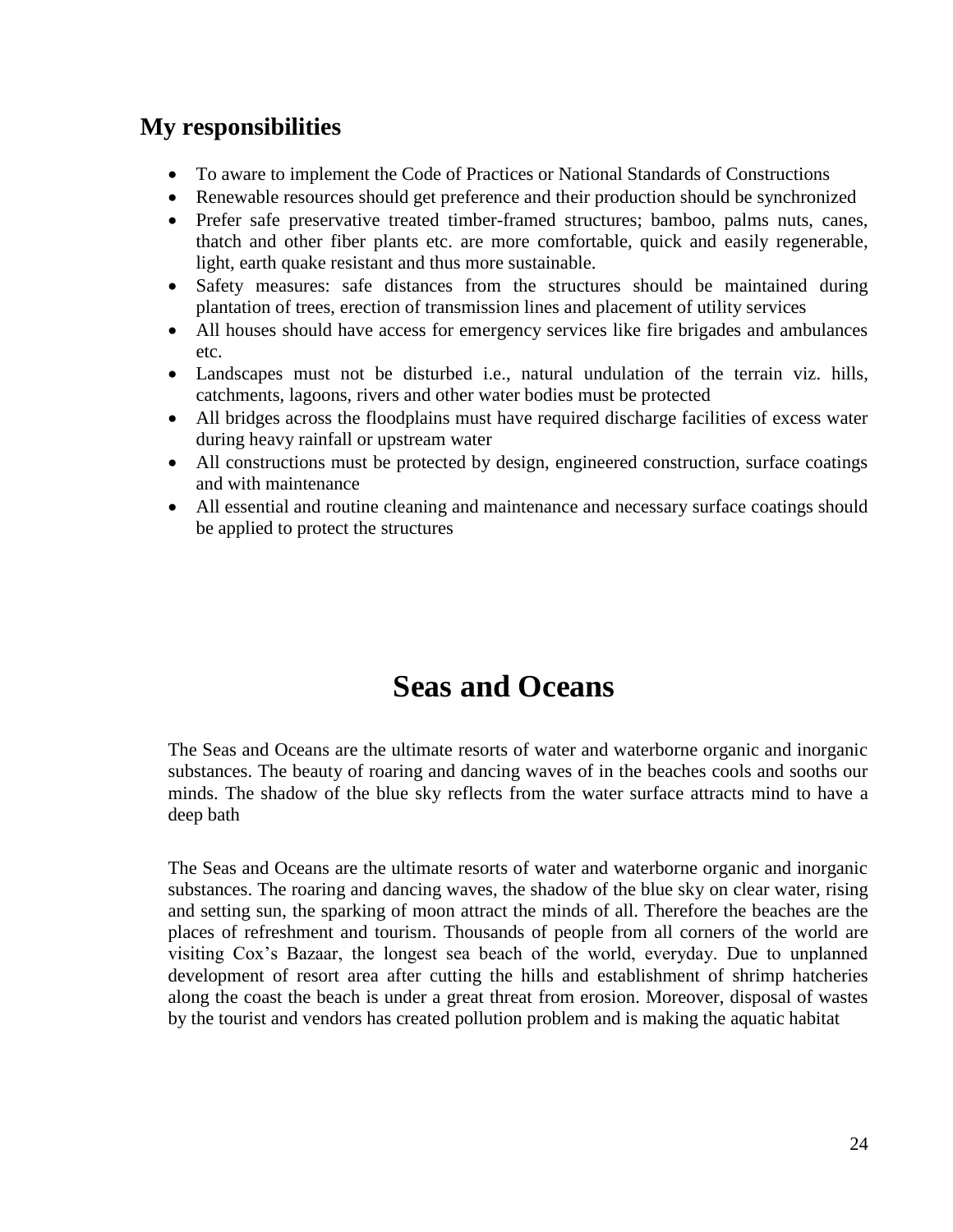## My responsibilities

- To aware to implement the Code of Practices or National Standards of Constructions
- Renewable resources should get preference and their production should be synchronized
- Prefer safe preservative treated timber-framed structures; bamboo, palms nuts, canes, thatch and other fiber plants etc. are more comfortable, quick and easily regenerable, light, earth quake resistant and thus more sustainable.
- Safety measures: safe distances from the structures should be maintained during plantation of trees, erection of transmission lines and placement of utility services
- All houses should have access for emergency services like fire brigades and ambulances etc.
- Landscapes must not be disturbed i.e., natural undulation of the terrain viz. hills, catchments, lagoons, rivers and other water bodies must be protected
- All bridges across the floodplains must have required discharge facilities of excess water during heavy rainfall or upstream water
- All constructions must be protected by design, engineered construction, surface coatings and with maintenance
- All essential and routine cleaning and maintenance and necessary surface coatings should be applied to protect the structures

# Seas and Oceans

The Seas and Oceans are the ultimate resorts of water and waterborne organic and inorganic substances. The beauty of roaring and dancing waves of in the beaches cools and sooths our minds. The shadow of the blue sky reflects from the water surface attracts mind to have a deep bath

The Seas and Oceans are the ultimate resorts of water and waterborne organic and inorganic substances. The roaring and dancing waves, the shadow of the blue sky on clear water, rising and setting sun, the sparking of moon attract the minds of all. Therefore the beaches are the places of refreshment and tourism. Thousands of people from all corners of the world are visiting Cox's Bazaar, the longest sea beach of the world, everyday. Due to unplanned development of resort area after cutting the hills and establishment of shrimp hatcheries along the coast the beach is under a great threat from erosion. Moreover, disposal of wastes by the tourist and vendors has created pollution problem and is making the aquatic habitat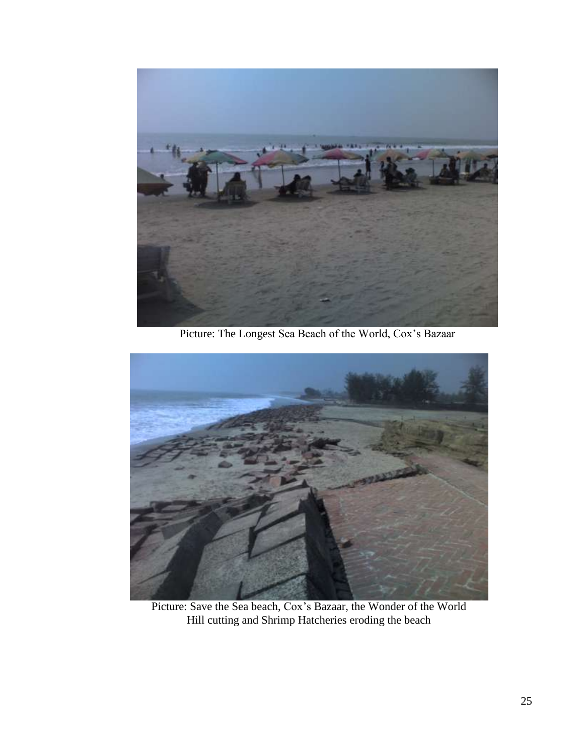Picture: The Longest Sea Beach of the World, Cox's Bazaar

Picture: Save the Sea beach, Cox's Bazaar, the Wonder of the World
Hill cutting and Shrimp Hatcheries eroding the beach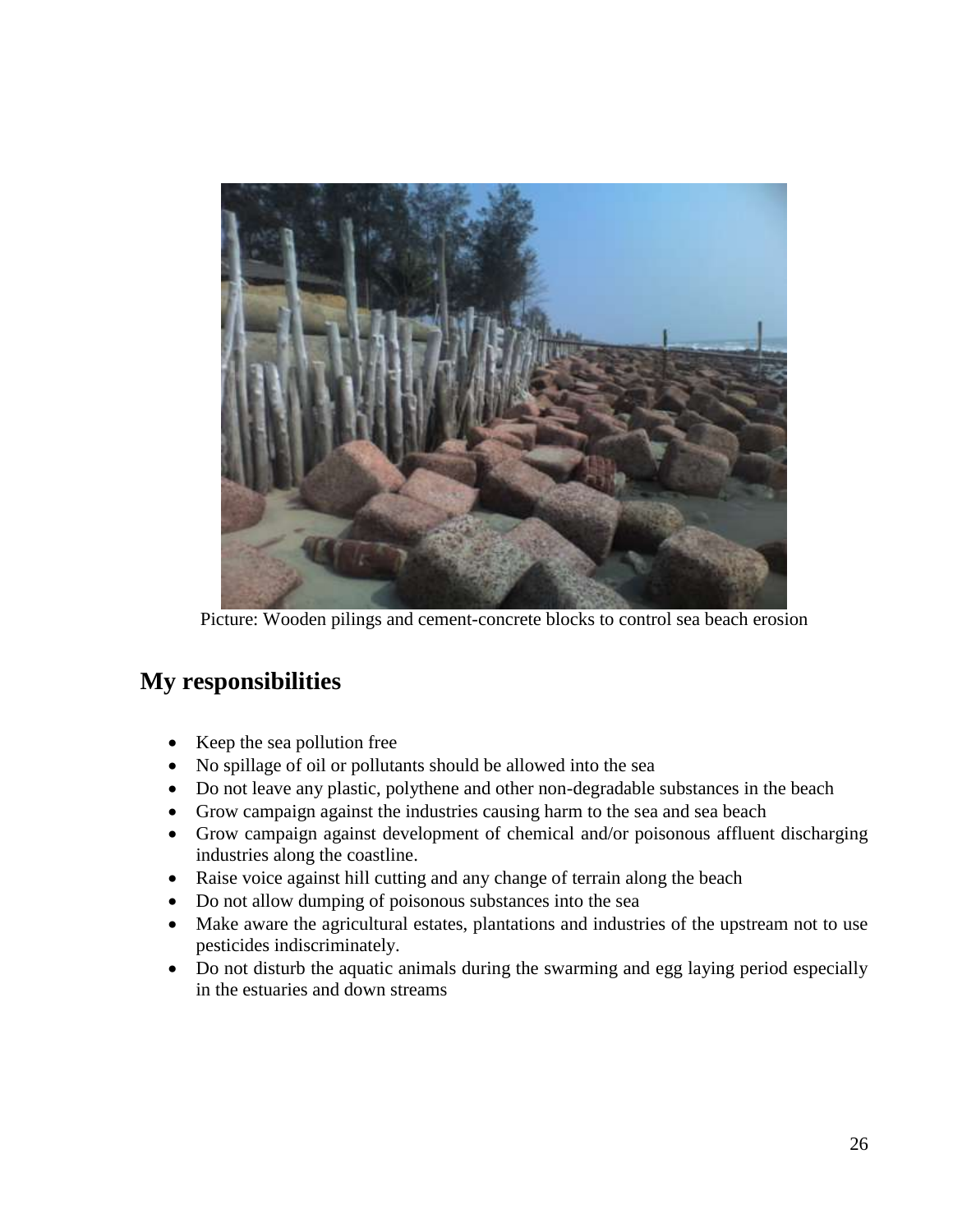Picture: Wooden pilings and cement-concrete blocks to control sea beach erosion

## My responsibilities

- Keep the sea pollution free
- No spillage of oil or pollutants should be allowed into the sea
- Do not leave any plastic, polythene and other non-degradable substances in the beach
- Grow campaign against the industries causing harm to the sea and sea beach
- Grow campaign against development of chemical and/or poisonous affluent discharging industries along the coastline.
- Raise voice against hill cutting and any change of terrain along the beach
- Do not allow dumping of poisonous substances into the sea
- Make aware the agricultural estates, plantations and industries of the upstream not to use pesticides indiscriminately.
- Do not disturb the aquatic animals during the swarming and egg laying period especially in the estuaries and down streams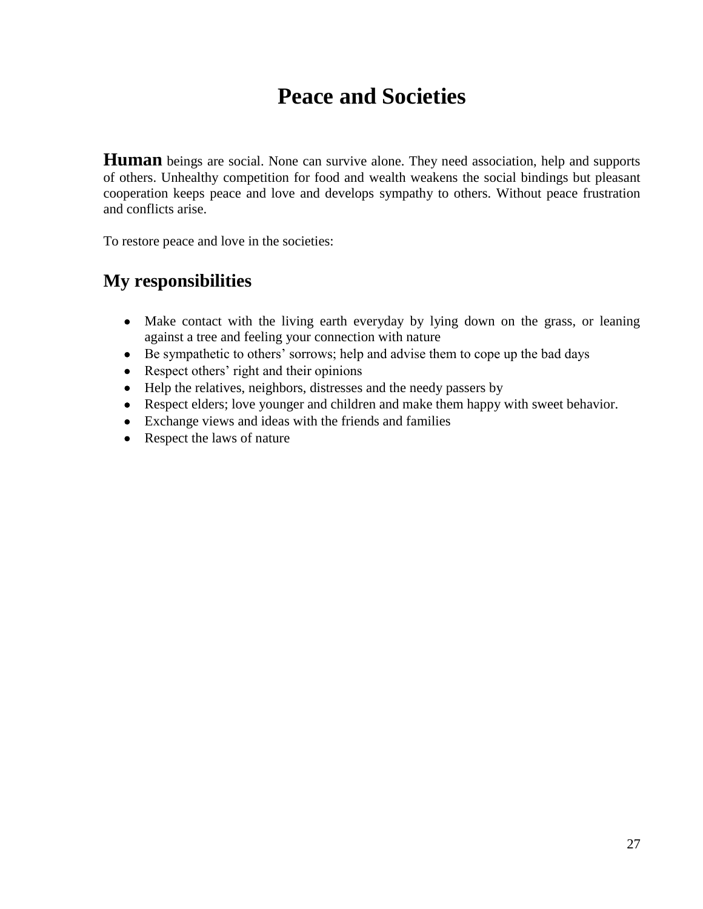# Peace and Societies

**Human** beings are social. None can survive alone. They need association, help and supports of others. Unhealthy competition for food and wealth weakens the social bindings but pleasant cooperation keeps peace and love and develops sympathy to others. Without peace frustration and conflicts arise.

To restore peace and love in the societies:

## My responsibilities

- Make contact with the living earth everyday by lying down on the grass, or leaning against a tree and feeling your connection with nature
- Be sympathetic to others' sorrows; help and advise them to cope up the bad days
- Respect others' right and their opinions
- Help the relatives, neighbors, distresses and the needy passers by
- Respect elders; love younger and children and make them happy with sweet behavior.
- Exchange views and ideas with the friends and families
- Respect the laws of nature